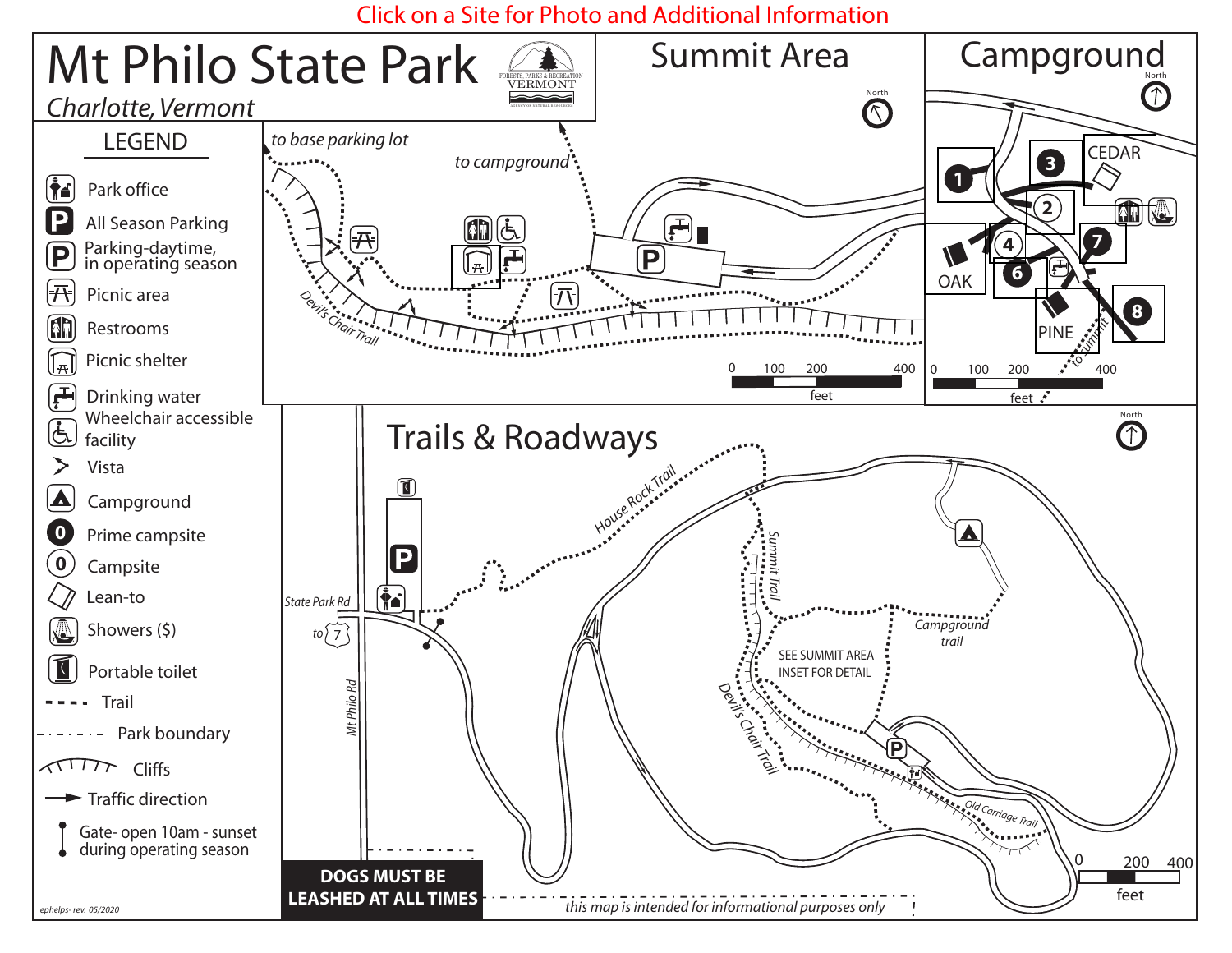Click on a Site for Photo and Additional Information

# Mt Philo State Park

*Charlotte, Vermont*

FORESTS, PARKS & RECREATION VERMONT

## LEGEND

- Park office
- All Season Parking
- Parking-daytime, in operating season
- Picnic area
- Restrooms
- Picnic shelter
- Drinking water
- Wheelchair accessible facility
- Vista
- Campground
- Prime campsite
- Campsite
- Lean-to
- Showers ($)
- Portable toilet
- Trail
- Park boundary
- Cliffs
- Traffic direction
- Gate- open 10am - sunset during operating season

## Summit Area

North

*to base parking lot*

*to campground*

*Devil's Chair Trail*

0 100 200 400 feet

## Campground

North

1, 2, 3, 4, 6, 7, 8

CEDAR

OAK

PINE

*to summit*

0 100 200 400 feet

## Trails & Roadways

North

*House Rock Trail*

*Summit Trail*

*Campground trail*

SEE SUMMIT AREA INSET FOR DETAIL

*Devil's Chair Trail*

*Old Carriage Trail*

*State Park Rd*

to 7

*Mt Philo Rd*

0 200 400 feet

**DOGS MUST BE LEASHED AT ALL TIMES**

*this map is intended for informational purposes only*

*ephelps- rev. 05/2020*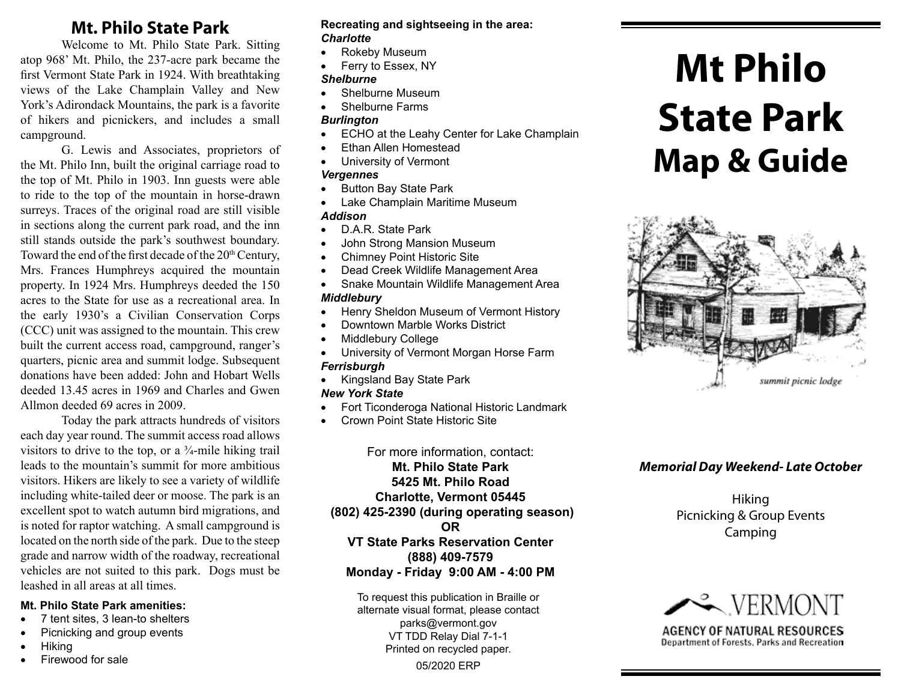## Mt. Philo State Park

Welcome to Mt. Philo State Park. Sitting atop 968' Mt. Philo, the 237-acre park became the first Vermont State Park in 1924. With breathtaking views of the Lake Champlain Valley and New York's Adirondack Mountains, the park is a favorite of hikers and picnickers, and includes a small campground.

G. Lewis and Associates, proprietors of the Mt. Philo Inn, built the original carriage road to the top of Mt. Philo in 1903. Inn guests were able to ride to the top of the mountain in horse-drawn surreys. Traces of the original road are still visible in sections along the current park road, and the inn still stands outside the park's southwest boundary. Toward the end of the first decade of the 20th Century, Mrs. Frances Humphreys acquired the mountain property. In 1924 Mrs. Humphreys deeded the 150 acres to the State for use as a recreational area. In the early 1930's a Civilian Conservation Corps (CCC) unit was assigned to the mountain. This crew built the current access road, campground, ranger's quarters, picnic area and summit lodge. Subsequent donations have been added: John and Hobart Wells deeded 13.45 acres in 1969 and Charles and Gwen Allmon deeded 69 acres in 2009.

Today the park attracts hundreds of visitors each day year round. The summit access road allows visitors to drive to the top, or a ¾-mile hiking trail leads to the mountain's summit for more ambitious visitors. Hikers are likely to see a variety of wildlife including white-tailed deer or moose. The park is an excellent spot to watch autumn bird migrations, and is noted for raptor watching. A small campground is located on the north side of the park. Due to the steep grade and narrow width of the roadway, recreational vehicles are not suited to this park. Dogs must be leashed in all areas at all times.

**Mt. Philo State Park amenities:**

- 7 tent sites, 3 lean-to shelters
- Picnicking and group events
- Hiking
- Firewood for sale

**Recreating and sightseeing in the area:**

***Charlotte***

- Rokeby Museum
- Ferry to Essex, NY

***Shelburne***

- Shelburne Museum
- Shelburne Farms

***Burlington***

- ECHO at the Leahy Center for Lake Champlain
- Ethan Allen Homestead
- University of Vermont

***Vergennes***

- Button Bay State Park
- Lake Champlain Maritime Museum

***Addison***

- D.A.R. State Park
- John Strong Mansion Museum
- Chimney Point Historic Site
- Dead Creek Wildlife Management Area
- Snake Mountain Wildlife Management Area

***Middlebury***

- Henry Sheldon Museum of Vermont History
- Downtown Marble Works District
- Middlebury College
- University of Vermont Morgan Horse Farm

***Ferrisburgh***

- Kingsland Bay State Park

***New York State***

- Fort Ticonderoga National Historic Landmark
- Crown Point State Historic Site

For more information, contact:

**Mt. Philo State Park**
**5425 Mt. Philo Road**
**Charlotte, Vermont 05445**
**(802) 425-2390 (during operating season)**
**OR**
**VT State Parks Reservation Center**
**(888) 409-7579**
**Monday - Friday 9:00 AM - 4:00 PM**

To request this publication in Braille or alternate visual format, please contact parks@vermont.gov
VT TDD Relay Dial 7-1-1
Printed on recycled paper.

05/2020 ERP

# Mt Philo State Park Map & Guide

summit picnic lodge

***Memorial Day Weekend- Late October***

Hiking
Picnicking & Group Events
Camping

VERMONT
AGENCY OF NATURAL RESOURCES
Department of Forests, Parks and Recreation